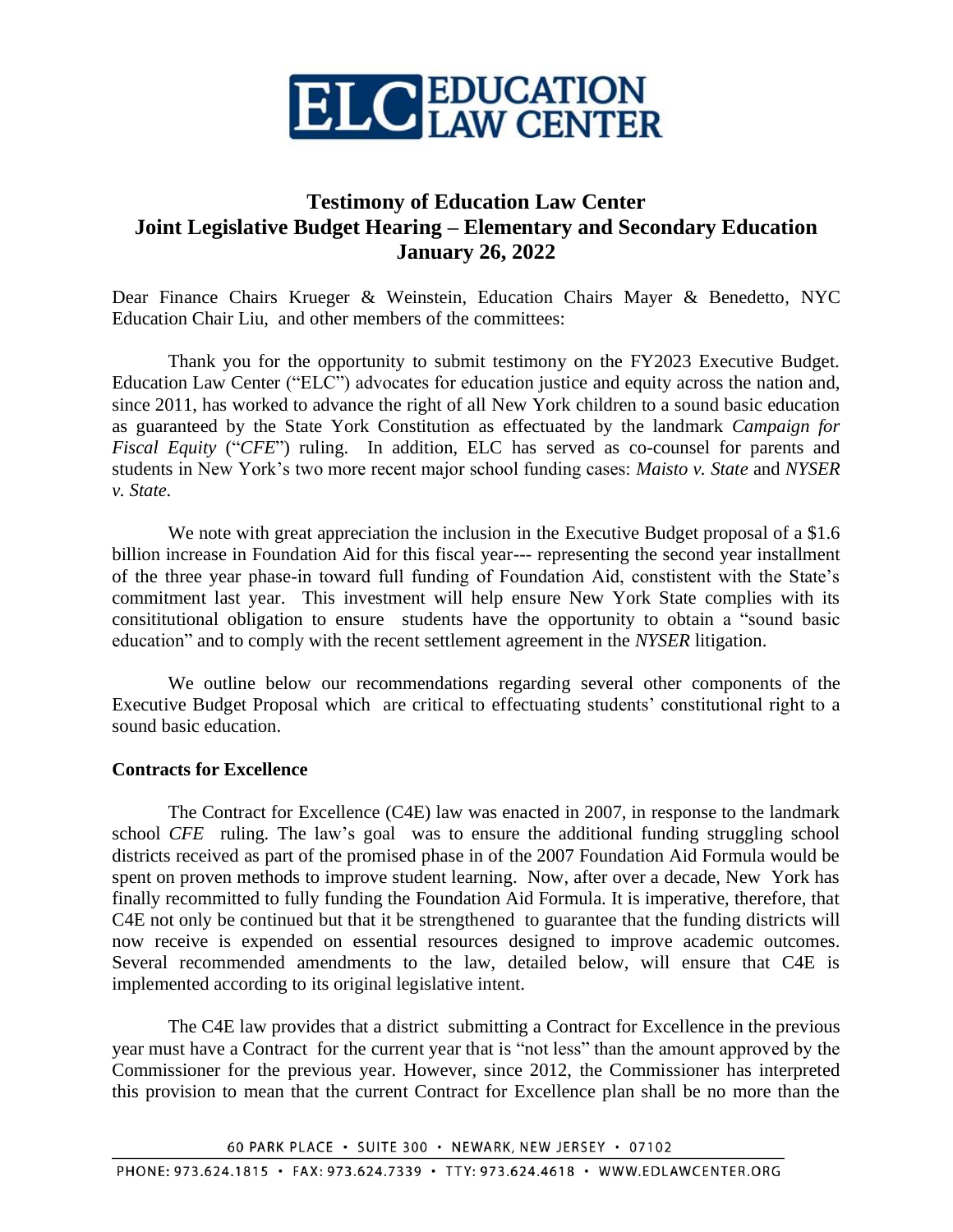# Testimony of Education Law Center
## Joint Legislative Budget Hearing – Elementary and Secondary Education
## January 26, 2022

Dear Finance Chairs Krueger & Weinstein, Education Chairs Mayer & Benedetto, NYC Education Chair Liu, and other members of the committees:

Thank you for the opportunity to submit testimony on the FY2023 Executive Budget. Education Law Center ("ELC") advocates for education justice and equity across the nation and, since 2011, has worked to advance the right of all New York children to a sound basic education as guaranteed by the State York Constitution as effectuated by the landmark *Campaign for Fiscal Equity* ("*CFE*") ruling. In addition, ELC has served as co-counsel for parents and students in New York's two more recent major school funding cases: *Maisto v. State* and *NYSER v. State*.

We note with great appreciation the inclusion in the Executive Budget proposal of a $1.6 billion increase in Foundation Aid for this fiscal year--- representing the second year installment of the three year phase-in toward full funding of Foundation Aid, constistent with the State's commitment last year. This investment will help ensure New York State complies with its consititutional obligation to ensure students have the opportunity to obtain a "sound basic education" and to comply with the recent settlement agreement in the *NYSER* litigation.

We outline below our recommendations regarding several other components of the Executive Budget Proposal which are critical to effectuating students' constitutional right to a sound basic education.

**Contracts for Excellence**

The Contract for Excellence (C4E) law was enacted in 2007, in response to the landmark school *CFE* ruling. The law's goal was to ensure the additional funding struggling school districts received as part of the promised phase in of the 2007 Foundation Aid Formula would be spent on proven methods to improve student learning. Now, after over a decade, New York has finally recommitted to fully funding the Foundation Aid Formula. It is imperative, therefore, that C4E not only be continued but that it be strengthened to guarantee that the funding districts will now receive is expended on essential resources designed to improve academic outcomes. Several recommended amendments to the law, detailed below, will ensure that C4E is implemented according to its original legislative intent.

The C4E law provides that a district submitting a Contract for Excellence in the previous year must have a Contract for the current year that is "not less" than the amount approved by the Commissioner for the previous year. However, since 2012, the Commissioner has interpreted this provision to mean that the current Contract for Excellence plan shall be no more than the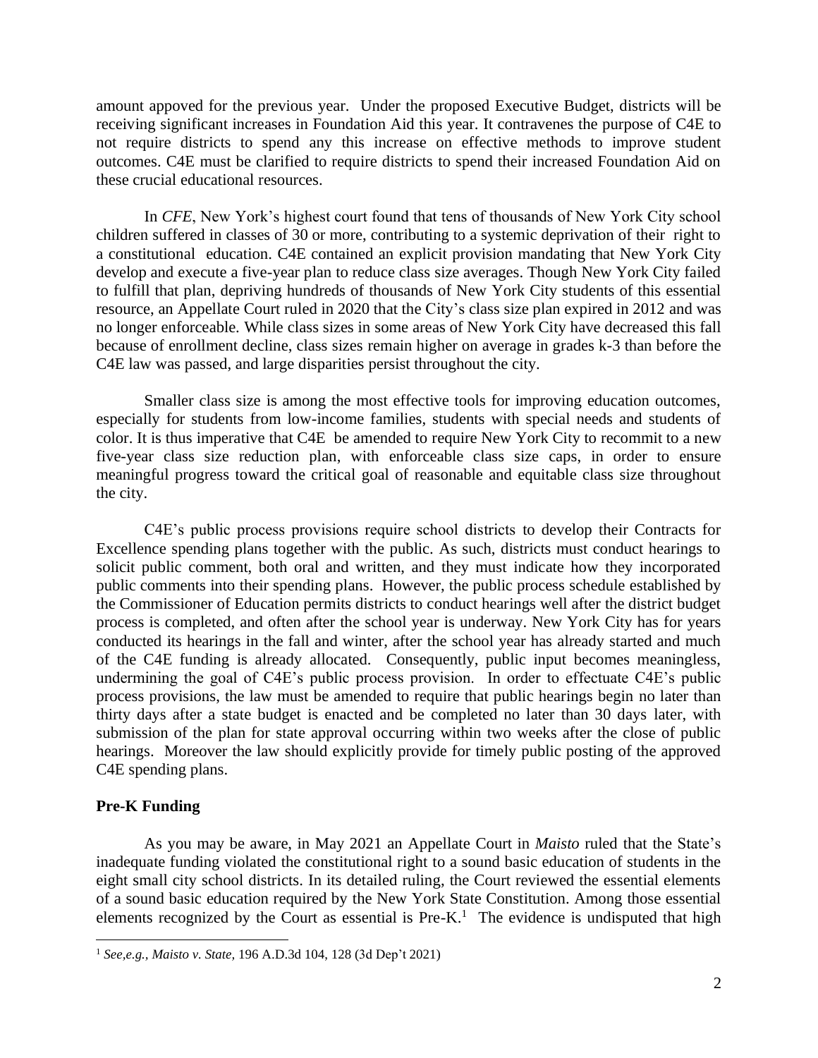amount appoved for the previous year. Under the proposed Executive Budget, districts will be receiving significant increases in Foundation Aid this year. It contravenes the purpose of C4E to not require districts to spend any this increase on effective methods to improve student outcomes. C4E must be clarified to require districts to spend their increased Foundation Aid on these crucial educational resources.

In *CFE*, New York's highest court found that tens of thousands of New York City school children suffered in classes of 30 or more, contributing to a systemic deprivation of their right to a constitutional education. C4E contained an explicit provision mandating that New York City develop and execute a five-year plan to reduce class size averages. Though New York City failed to fulfill that plan, depriving hundreds of thousands of New York City students of this essential resource, an Appellate Court ruled in 2020 that the City's class size plan expired in 2012 and was no longer enforceable. While class sizes in some areas of New York City have decreased this fall because of enrollment decline, class sizes remain higher on average in grades k-3 than before the C4E law was passed, and large disparities persist throughout the city.

Smaller class size is among the most effective tools for improving education outcomes, especially for students from low-income families, students with special needs and students of color. It is thus imperative that C4E be amended to require New York City to recommit to a new five-year class size reduction plan, with enforceable class size caps, in order to ensure meaningful progress toward the critical goal of reasonable and equitable class size throughout the city.

C4E's public process provisions require school districts to develop their Contracts for Excellence spending plans together with the public. As such, districts must conduct hearings to solicit public comment, both oral and written, and they must indicate how they incorporated public comments into their spending plans. However, the public process schedule established by the Commissioner of Education permits districts to conduct hearings well after the district budget process is completed, and often after the school year is underway. New York City has for years conducted its hearings in the fall and winter, after the school year has already started and much of the C4E funding is already allocated. Consequently, public input becomes meaningless, undermining the goal of C4E's public process provision. In order to effectuate C4E's public process provisions, the law must be amended to require that public hearings begin no later than thirty days after a state budget is enacted and be completed no later than 30 days later, with submission of the plan for state approval occurring within two weeks after the close of public hearings. Moreover the law should explicitly provide for timely public posting of the approved C4E spending plans.

**Pre-K Funding**

As you may be aware, in May 2021 an Appellate Court in *Maisto* ruled that the State's inadequate funding violated the constitutional right to a sound basic education of students in the eight small city school districts. In its detailed ruling, the Court reviewed the essential elements of a sound basic education required by the New York State Constitution. Among those essential elements recognized by the Court as essential is Pre-K.[1] The evidence is undisputed that high

[1] *See,e.g., Maisto v. State,* 196 A.D.3d 104, 128 (3d Dep't 2021)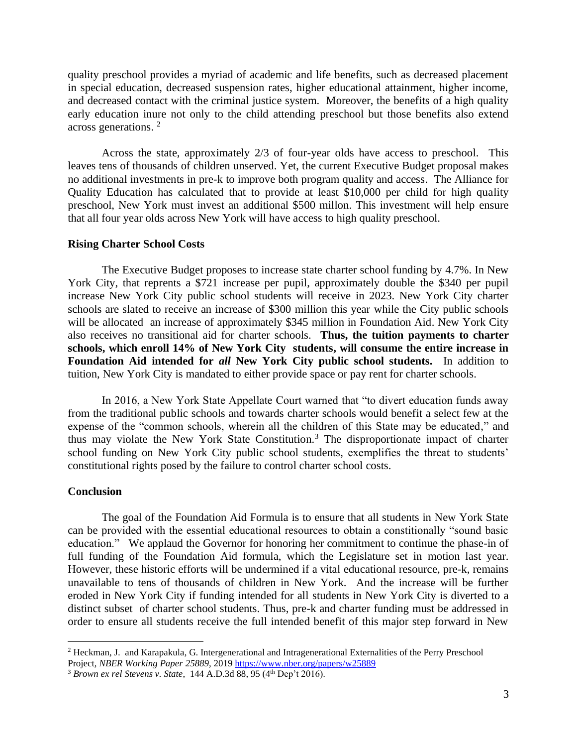quality preschool provides a myriad of academic and life benefits, such as decreased placement in special education, decreased suspension rates, higher educational attainment, higher income, and decreased contact with the criminal justice system. Moreover, the benefits of a high quality early education inure not only to the child attending preschool but those benefits also extend across generations. [2]

Across the state, approximately 2/3 of four-year olds have access to preschool. This leaves tens of thousands of children unserved. Yet, the current Executive Budget proposal makes no additional investments in pre-k to improve both program quality and access. The Alliance for Quality Education has calculated that to provide at least $10,000 per child for high quality preschool, New York must invest an additional $500 millon. This investment will help ensure that all four year olds across New York will have access to high quality preschool.

**Rising Charter School Costs**

The Executive Budget proposes to increase state charter school funding by 4.7%. In New York City, that reprents a $721 increase per pupil, approximately double the $340 per pupil increase New York City public school students will receive in 2023. New York City charter schools are slated to receive an increase of $300 million this year while the City public schools will be allocated an increase of approximately $345 million in Foundation Aid. New York City also receives no transitional aid for charter schools. **Thus, the tuition payments to charter schools, which enroll 14% of New York City students, will consume the entire increase in Foundation Aid intended for *all* New York City public school students.** In addition to tuition, New York City is mandated to either provide space or pay rent for charter schools.

In 2016, a New York State Appellate Court warned that "to divert education funds away from the traditional public schools and towards charter schools would benefit a select few at the expense of the "common schools, wherein all the children of this State may be educated," and thus may violate the New York State Constitution.[3] The disproportionate impact of charter school funding on New York City public school students, exemplifies the threat to students' constitutional rights posed by the failure to control charter school costs.

**Conclusion**

The goal of the Foundation Aid Formula is to ensure that all students in New York State can be provided with the essential educational resources to obtain a constitionally "sound basic education." We applaud the Governor for honoring her commitment to continue the phase-in of full funding of the Foundation Aid formula, which the Legislature set in motion last year. However, these historic efforts will be undermined if a vital educational resource, pre-k, remains unavailable to tens of thousands of children in New York. And the increase will be further eroded in New York City if funding intended for all students in New York City is diverted to a distinct subset of charter school students. Thus, pre-k and charter funding must be addressed in order to ensure all students receive the full intended benefit of this major step forward in New

[2] Heckman, J. and Karapakula, G. Intergenerational and Intragenerational Externalities of the Perry Preschool Project, *NBER Working Paper 25889*, 2019 https://www.nber.org/papers/w25889

[3] *Brown ex rel Stevens v. State*, 144 A.D.3d 88, 95 (4th Dep't 2016).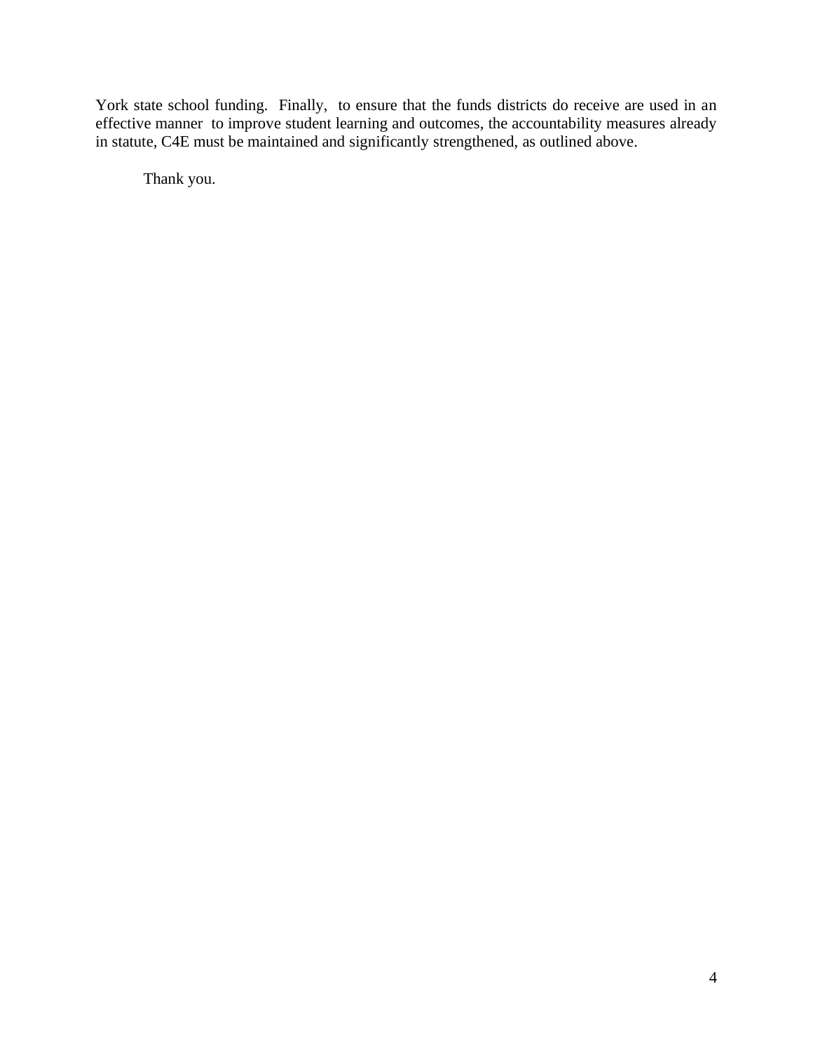York state school funding. Finally, to ensure that the funds districts do receive are used in an effective manner to improve student learning and outcomes, the accountability measures already in statute, C4E must be maintained and significantly strengthened, as outlined above.

Thank you.